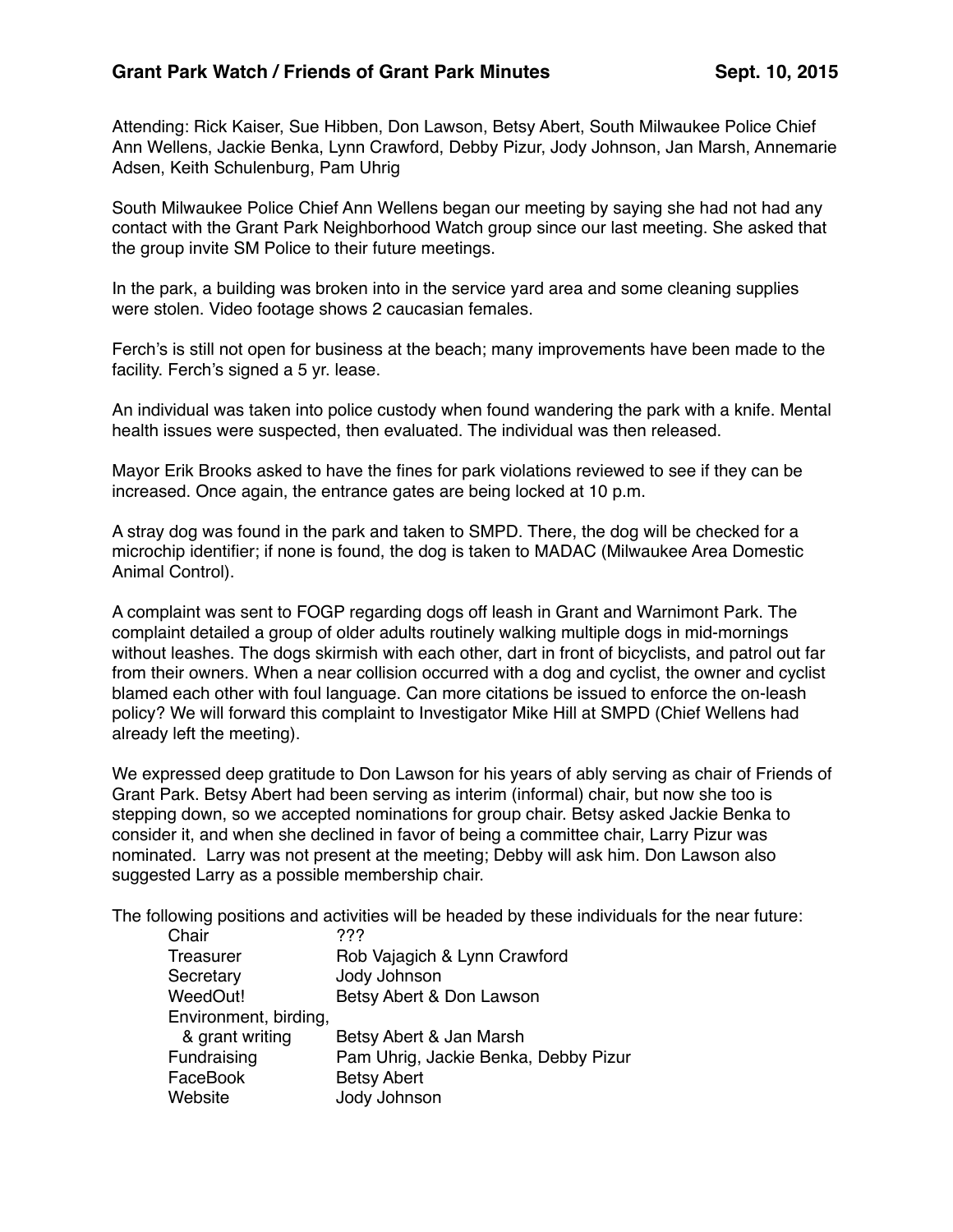# Grant Park Watch / Friends of Grant Park Minutes — Sept. 10, 2015

Attending: Rick Kaiser, Sue Hibben, Don Lawson, Betsy Abert, South Milwaukee Police Chief Ann Wellens, Jackie Benka, Lynn Crawford, Debby Pizur, Jody Johnson, Jan Marsh, Annemarie Adsen, Keith Schulenburg, Pam Uhrig

South Milwaukee Police Chief Ann Wellens began our meeting by saying she had not had any contact with the Grant Park Neighborhood Watch group since our last meeting. She asked that the group invite SM Police to their future meetings.

In the park, a building was broken into in the service yard area and some cleaning supplies were stolen. Video footage shows 2 caucasian females.

Ferch's is still not open for business at the beach; many improvements have been made to the facility. Ferch's signed a 5 yr. lease.

An individual was taken into police custody when found wandering the park with a knife. Mental health issues were suspected, then evaluated. The individual was then released.

Mayor Erik Brooks asked to have the fines for park violations reviewed to see if they can be increased. Once again, the entrance gates are being locked at 10 p.m.

A stray dog was found in the park and taken to SMPD. There, the dog will be checked for a microchip identifier; if none is found, the dog is taken to MADAC (Milwaukee Area Domestic Animal Control).

A complaint was sent to FOGP regarding dogs off leash in Grant and Warnimont Park. The complaint detailed a group of older adults routinely walking multiple dogs in mid-mornings without leashes. The dogs skirmish with each other, dart in front of bicyclists, and patrol out far from their owners. When a near collision occurred with a dog and cyclist, the owner and cyclist blamed each other with foul language. Can more citations be issued to enforce the on-leash policy? We will forward this complaint to Investigator Mike Hill at SMPD (Chief Wellens had already left the meeting).

We expressed deep gratitude to Don Lawson for his years of ably serving as chair of Friends of Grant Park. Betsy Abert had been serving as interim (informal) chair, but now she too is stepping down, so we accepted nominations for group chair. Betsy asked Jackie Benka to consider it, and when she declined in favor of being a committee chair, Larry Pizur was nominated. Larry was not present at the meeting; Debby will ask him. Don Lawson also suggested Larry as a possible membership chair.

The following positions and activities will be headed by these individuals for the near future:

| Position | Individual(s) |
|---|---|
| Chair | ??? |
| Treasurer | Rob Vajagich & Lynn Crawford |
| Secretary | Jody Johnson |
| WeedOut! | Betsy Abert & Don Lawson |
| Environment, birding, & grant writing | Betsy Abert & Jan Marsh |
| Fundraising | Pam Uhrig, Jackie Benka, Debby Pizur |
| FaceBook | Betsy Abert |
| Website | Jody Johnson |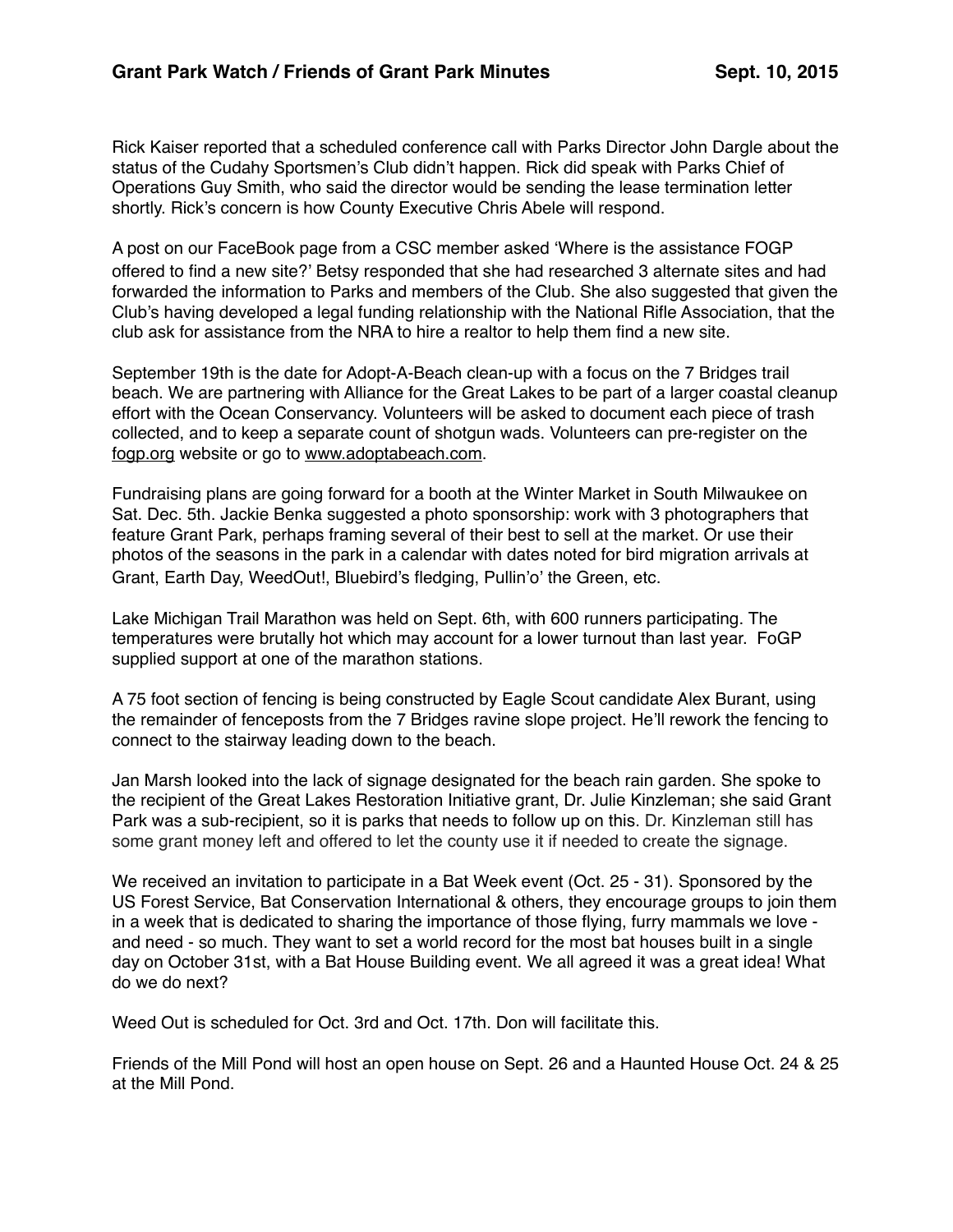Rick Kaiser reported that a scheduled conference call with Parks Director John Dargle about the status of the Cudahy Sportsmen's Club didn't happen. Rick did speak with Parks Chief of Operations Guy Smith, who said the director would be sending the lease termination letter shortly. Rick's concern is how County Executive Chris Abele will respond.

A post on our FaceBook page from a CSC member asked 'Where is the assistance FOGP offered to find a new site?' Betsy responded that she had researched 3 alternate sites and had forwarded the information to Parks and members of the Club. She also suggested that given the Club's having developed a legal funding relationship with the National Rifle Association, that the club ask for assistance from the NRA to hire a realtor to help them find a new site.

September 19th is the date for Adopt-A-Beach clean-up with a focus on the 7 Bridges trail beach. We are partnering with Alliance for the Great Lakes to be part of a larger coastal cleanup effort with the Ocean Conservancy. Volunteers will be asked to document each piece of trash collected, and to keep a separate count of shotgun wads. Volunteers can pre-register on the fogp.org website or go to www.adoptabeach.com.

Fundraising plans are going forward for a booth at the Winter Market in South Milwaukee on Sat. Dec. 5th. Jackie Benka suggested a photo sponsorship: work with 3 photographers that feature Grant Park, perhaps framing several of their best to sell at the market. Or use their photos of the seasons in the park in a calendar with dates noted for bird migration arrivals at Grant, Earth Day, WeedOut!, Bluebird's fledging, Pullin'o' the Green, etc.

Lake Michigan Trail Marathon was held on Sept. 6th, with 600 runners participating. The temperatures were brutally hot which may account for a lower turnout than last year. FoGP supplied support at one of the marathon stations.

A 75 foot section of fencing is being constructed by Eagle Scout candidate Alex Burant, using the remainder of fenceposts from the 7 Bridges ravine slope project. He'll rework the fencing to connect to the stairway leading down to the beach.

Jan Marsh looked into the lack of signage designated for the beach rain garden. She spoke to the recipient of the Great Lakes Restoration Initiative grant, Dr. Julie Kinzleman; she said Grant Park was a sub-recipient, so it is parks that needs to follow up on this. Dr. Kinzleman still has some grant money left and offered to let the county use it if needed to create the signage.

We received an invitation to participate in a Bat Week event (Oct. 25 - 31). Sponsored by the US Forest Service, Bat Conservation International & others, they encourage groups to join them in a week that is dedicated to sharing the importance of those flying, furry mammals we love - and need - so much. They want to set a world record for the most bat houses built in a single day on October 31st, with a Bat House Building event. We all agreed it was a great idea! What do we do next?

Weed Out is scheduled for Oct. 3rd and Oct. 17th. Don will facilitate this.

Friends of the Mill Pond will host an open house on Sept. 26 and a Haunted House Oct. 24 & 25 at the Mill Pond.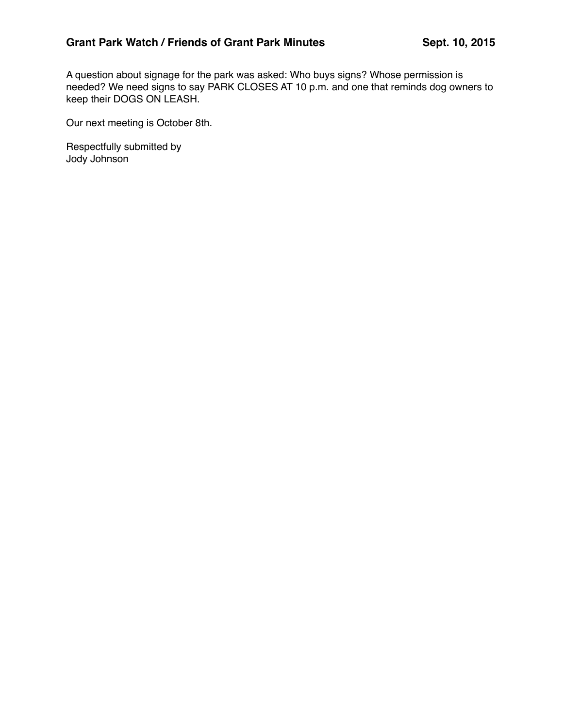A question about signage for the park was asked: Who buys signs? Whose permission is needed? We need signs to say PARK CLOSES AT 10 p.m. and one that reminds dog owners to keep their DOGS ON LEASH.

Our next meeting is October 8th.

Respectfully submitted by
Jody Johnson